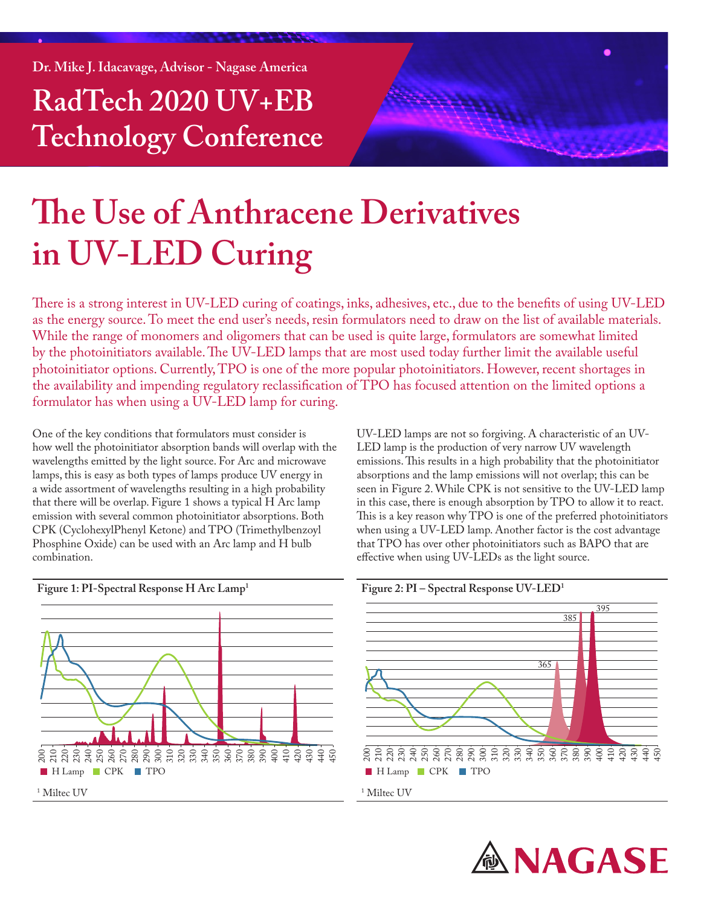Dr. Mike J. Idacavage, Advisor - Nagase America

RadTech 2020 UV+EB Technology Conference

# The Use of Anthracene Derivatives in UV-LED Curing

There is a strong interest in UV-LED curing of coatings, inks, adhesives, etc., due to the benefits of using UV-LED as the energy source. To meet the end user's needs, resin formulators need to draw on the list of available materials. While the range of monomers and oligomers that can be used is quite large, formulators are somewhat limited by the photoinitiators available. The UV-LED lamps that are most used today further limit the available useful photoinitiator options. Currently, TPO is one of the more popular photoinitiators. However, recent shortages in the availability and impending regulatory reclassification of TPO has focused attention on the limited options a formulator has when using a UV-LED lamp for curing.

One of the key conditions that formulators must consider is how well the photoinitiator absorption bands will overlap with the wavelengths emitted by the light source. For Arc and microwave lamps, this is easy as both types of lamps produce UV energy in a wide assortment of wavelengths resulting in a high probability that there will be overlap. Figure 1 shows a typical H Arc lamp emission with several common photoinitiator absorptions. Both CPK (CyclohexylPhenyl Ketone) and TPO (Trimethylbenzoyl Phosphine Oxide) can be used with an Arc lamp and H bulb combination.

UV-LED lamps are not so forgiving. A characteristic of an UV-LED lamp is the production of very narrow UV wavelength emissions. This results in a high probability that the photoinitiator absorptions and the lamp emissions will not overlap; this can be seen in Figure 2. While CPK is not sensitive to the UV-LED lamp in this case, there is enough absorption by TPO to allow it to react. This is a key reason why TPO is one of the preferred photoinitiators when using a UV-LED lamp. Another factor is the cost advantage that TPO has over other photoinitiators such as BAPO that are effective when using UV-LEDs as the light source.

**Figure 1: PI-Spectral Response H Arc Lamp[1]**

[1] Miltec UV

**Figure 2: PI – Spectral Response UV-LED[1]**

[1] Miltec UV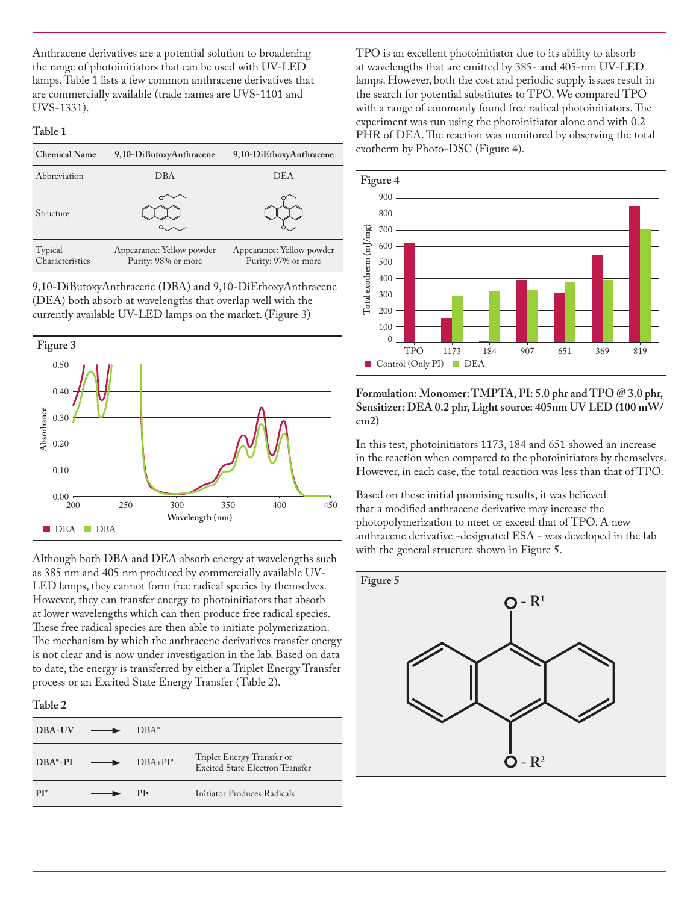Anthracene derivatives are a potential solution to broadening the range of photoinitiators that can be used with UV-LED lamps. Table 1 lists a few common anthracene derivatives that are commercially available (trade names are UVS-1101 and UVS-1331).

**Table 1**

| Chemical Name | 9,10-DiButoxyAnthracene | 9,10-DiEthoxyAnthracene |
|---|---|---|
| Abbreviation | DBA | DEA |
| Structure | | |
| Typical Characteristics | Appearance: Yellow powder Purity: 98% or more | Appearance: Yellow powder Purity: 97% or more |

9,10-DiButoxyAnthracene (DBA) and 9,10-DiEthoxyAnthracene (DEA) both absorb at wavelengths that overlap well with the currently available UV-LED lamps on the market. (Figure 3)

**Figure 3**

Although both DBA and DEA absorb energy at wavelengths such as 385 nm and 405 nm produced by commercially available UV-LED lamps, they cannot form free radical species by themselves. However, they can transfer energy to photoinitiators that absorb at lower wavelengths which can then produce free radical species. These free radical species are then able to initiate polymerization. The mechanism by which the anthracene derivatives transfer energy is not clear and is now under investigation in the lab. Based on data to date, the energy is transferred by either a Triplet Energy Transfer process or an Excited State Energy Transfer (Table 2).

**Table 2**

| | | | |
|---|---|---|---|
| DBA+UV | ⟶ | DBA* | |
| DBA*+PI | ⟶ | DBA+PI* | Triplet Energy Transfer or Excited State Electron Transfer |
| PI* | ⟶ | PI• | Initiator Produces Radicals |

TPO is an excellent photoinitiator due to its ability to absorb at wavelengths that are emitted by 385- and 405-nm UV-LED lamps. However, both the cost and periodic supply issues result in the search for potential substitutes to TPO. We compared TPO with a range of commonly found free radical photoinitiators. The experiment was run using the photoinitiator alone and with 0.2 PHR of DEA. The reaction was monitored by observing the total exotherm by Photo-DSC (Figure 4).

**Figure 4**

**Formulation: Monomer: TMPTA, PI: 5.0 phr and TPO @ 3.0 phr, Sensitizer: DEA 0.2 phr, Light source: 405nm UV LED (100 mW/cm2)**

In this test, photoinitiators 1173, 184 and 651 showed an increase in the reaction when compared to the photoinitiators by themselves. However, in each case, the total reaction was less than that of TPO.

Based on these initial promising results, it was believed that a modified anthracene derivative may increase the photopolymerization to meet or exceed that of TPO. A new anthracene derivative -designated ESA - was developed in the lab with the general structure shown in Figure 5.

**Figure 5**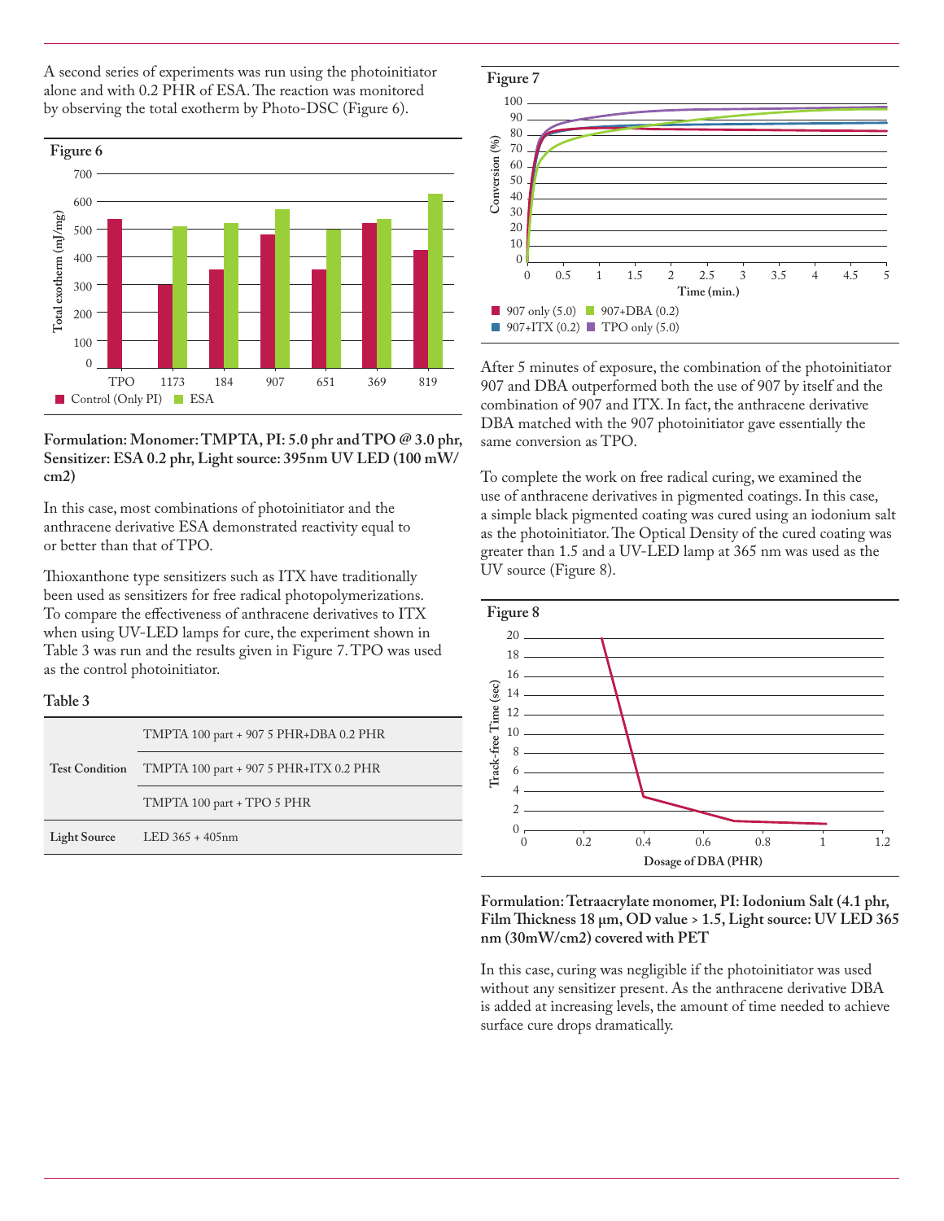A second series of experiments was run using the photoinitiator alone and with 0.2 PHR of ESA. The reaction was monitored by observing the total exotherm by Photo-DSC (Figure 6).

**Figure 6**

**Formulation: Monomer: TMPTA, PI: 5.0 phr and TPO @ 3.0 phr, Sensitizer: ESA 0.2 phr, Light source: 395nm UV LED (100 mW/cm2)**

In this case, most combinations of photoinitiator and the anthracene derivative ESA demonstrated reactivity equal to or better than that of TPO.

Thioxanthone type sensitizers such as ITX have traditionally been used as sensitizers for free radical photopolymerizations. To compare the effectiveness of anthracene derivatives to ITX when using UV-LED lamps for cure, the experiment shown in Table 3 was run and the results given in Figure 7. TPO was used as the control photoinitiator.

**Table 3**

| | |
|---|---|
| **Test Condition** | TMPTA 100 part + 907 5 PHR+DBA 0.2 PHR |
| | TMPTA 100 part + 907 5 PHR+ITX 0.2 PHR |
| | TMPTA 100 part + TPO 5 PHR |
| **Light Source** | LED 365 + 405nm |

**Figure 7**

After 5 minutes of exposure, the combination of the photoinitiator 907 and DBA outperformed both the use of 907 by itself and the combination of 907 and ITX. In fact, the anthracene derivative DBA matched with the 907 photoinitiator gave essentially the same conversion as TPO.

To complete the work on free radical curing, we examined the use of anthracene derivatives in pigmented coatings. In this case, a simple black pigmented coating was cured using an iodonium salt as the photoinitiator. The Optical Density of the cured coating was greater than 1.5 and a UV-LED lamp at 365 nm was used as the UV source (Figure 8).

**Figure 8**

**Formulation: Tetraacrylate monomer, PI: Iodonium Salt (4.1 phr, Film Thickness 18 µm, OD value > 1.5, Light source: UV LED 365 nm (30mW/cm2) covered with PET**

In this case, curing was negligible if the photoinitiator was used without any sensitizer present. As the anthracene derivative DBA is added at increasing levels, the amount of time needed to achieve surface cure drops dramatically.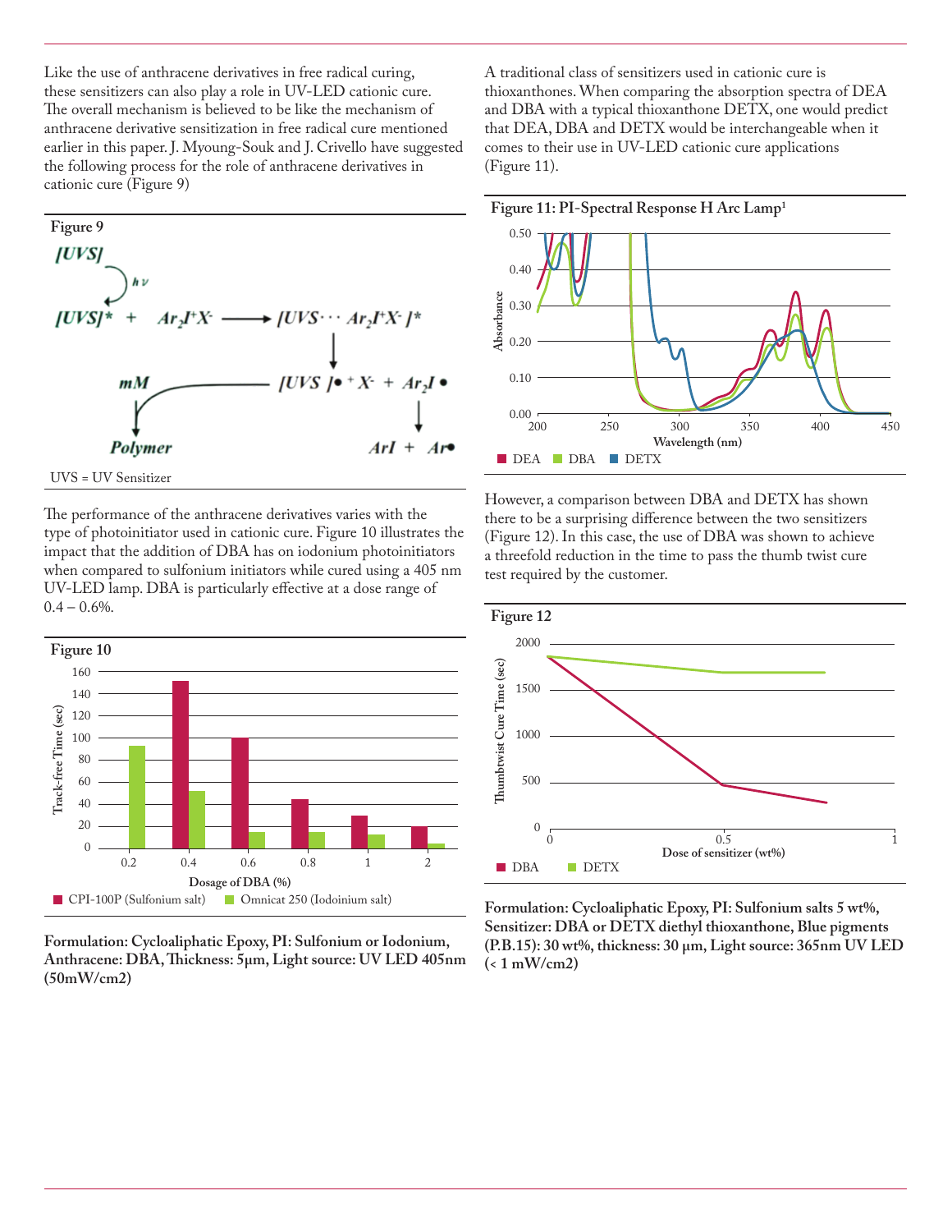Like the use of anthracene derivatives in free radical curing, these sensitizers can also play a role in UV-LED cationic cure. The overall mechanism is believed to be like the mechanism of anthracene derivative sensitization in free radical cure mentioned earlier in this paper. J. Myoung-Souk and J. Crivello have suggested the following process for the role of anthracene derivatives in cationic cure (Figure 9)

**Figure 9**

$$[UVS] \xrightarrow{h\nu} [UVS]^* + Ar_2I^+X^- \longrightarrow [UVS\cdots Ar_2I^+X^-]^*$$

$$[UVS\cdots Ar_2I^+X^-]^* \longrightarrow [UVS]^{\bullet +}X^- + Ar_2I^\bullet$$

$$[UVS]^{\bullet +}X^- \xrightarrow{mM} \text{Polymer}$$

$$Ar_2I^\bullet \longrightarrow ArI + Ar^\bullet$$

UVS = UV Sensitizer

The performance of the anthracene derivatives varies with the type of photoinitiator used in cationic cure. Figure 10 illustrates the impact that the addition of DBA has on iodonium photoinitiators when compared to sulfonium initiators while cured using a 405 nm UV-LED lamp. DBA is particularly effective at a dose range of 0.4 – 0.6%.

**Figure 10**

| Dosage of DBA (%) | CPI-100P (Sulfonium salt) Track-free Time (sec) | Omnicat 250 (Iodoinium salt) Track-free Time (sec) |
|---|---|---|
| 0.2 | | 93 |
| 0.4 | 152 | 52 |
| 0.6 | 100 | 15 |
| 0.8 | 45 | 15 |
| 1 | 30 | 13 |
| 2 | 20 | 5 |

**Formulation: Cycloaliphatic Epoxy, PI: Sulfonium or Iodonium, Anthracene: DBA, Thickness: 5µm, Light source: UV LED 405nm (50mW/cm2)**

A traditional class of sensitizers used in cationic cure is thioxanthones. When comparing the absorption spectra of DEA and DBA with a typical thioxanthone DETX, one would predict that DEA, DBA and DETX would be interchangeable when it comes to their use in UV-LED cationic cure applications (Figure 11).

**Figure 11: PI-Spectral Response H Arc Lamp[1]**

Absorbance vs. Wavelength (nm); DEA, DBA, DETX

However, a comparison between DBA and DETX has shown there to be a surprising difference between the two sensitizers (Figure 12). In this case, the use of DBA was shown to achieve a threefold reduction in the time to pass the thumb twist cure test required by the customer.

**Figure 12**

Thumbtwist Cure Time (sec) vs. Dose of sensitizer (wt%); DBA, DETX

**Formulation: Cycloaliphatic Epoxy, PI: Sulfonium salts 5 wt%, Sensitizer: DBA or DETX diethyl thioxanthone, Blue pigments (P.B.15): 30 wt%, thickness: 30 µm, Light source: 365nm UV LED (< 1 mW/cm2)**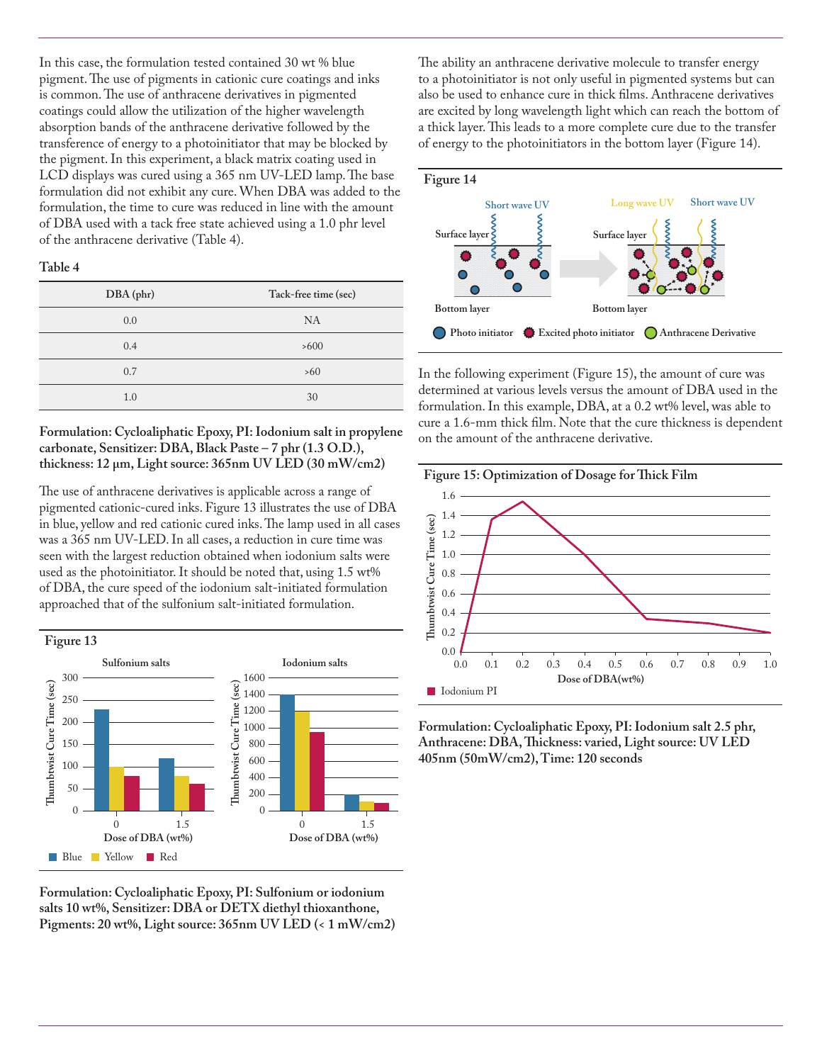In this case, the formulation tested contained 30 wt % blue pigment. The use of pigments in cationic cure coatings and inks is common. The use of anthracene derivatives in pigmented coatings could allow the utilization of the higher wavelength absorption bands of the anthracene derivative followed by the transference of energy to a photoinitiator that may be blocked by the pigment. In this experiment, a black matrix coating used in LCD displays was cured using a 365 nm UV-LED lamp. The base formulation did not exhibit any cure. When DBA was added to the formulation, the time to cure was reduced in line with the amount of DBA used with a tack free state achieved using a 1.0 phr level of the anthracene derivative (Table 4).

**Table 4**

| DBA (phr) | Tack-free time (sec) |
|---|---|
| 0.0 | NA |
| 0.4 | >600 |
| 0.7 | >60 |
| 1.0 | 30 |

**Formulation: Cycloaliphatic Epoxy, PI: Iodonium salt in propylene carbonate, Sensitizer: DBA, Black Paste – 7 phr (1.3 O.D.), thickness: 12 µm, Light source: 365nm UV LED (30 mW/cm2)**

The use of anthracene derivatives is applicable across a range of pigmented cationic-cured inks. Figure 13 illustrates the use of DBA in blue, yellow and red cationic cured inks. The lamp used in all cases was a 365 nm UV-LED. In all cases, a reduction in cure time was seen with the largest reduction obtained when iodonium salts were used as the photoinitiator. It should be noted that, using 1.5 wt% of DBA, the cure speed of the iodonium salt-initiated formulation approached that of the sulfonium salt-initiated formulation.

**Figure 13**

**Formulation: Cycloaliphatic Epoxy, PI: Sulfonium or iodonium salts 10 wt%, Sensitizer: DBA or DETX diethyl thioxanthone, Pigments: 20 wt%, Light source: 365nm UV LED (< 1 mW/cm2)**

The ability an anthracene derivative molecule to transfer energy to a photoinitiator is not only useful in pigmented systems but can also be used to enhance cure in thick films. Anthracene derivatives are excited by long wavelength light which can reach the bottom of a thick layer. This leads to a more complete cure due to the transfer of energy to the photoinitiators in the bottom layer (Figure 14).

**Figure 14**

In the following experiment (Figure 15), the amount of cure was determined at various levels versus the amount of DBA used in the formulation. In this example, DBA, at a 0.2 wt% level, was able to cure a 1.6-mm thick film. Note that the cure thickness is dependent on the amount of the anthracene derivative.

**Figure 15: Optimization of Dosage for Thick Film**

**Formulation: Cycloaliphatic Epoxy, PI: Iodonium salt 2.5 phr, Anthracene: DBA, Thickness: varied, Light source: UV LED 405nm (50mW/cm2), Time: 120 seconds**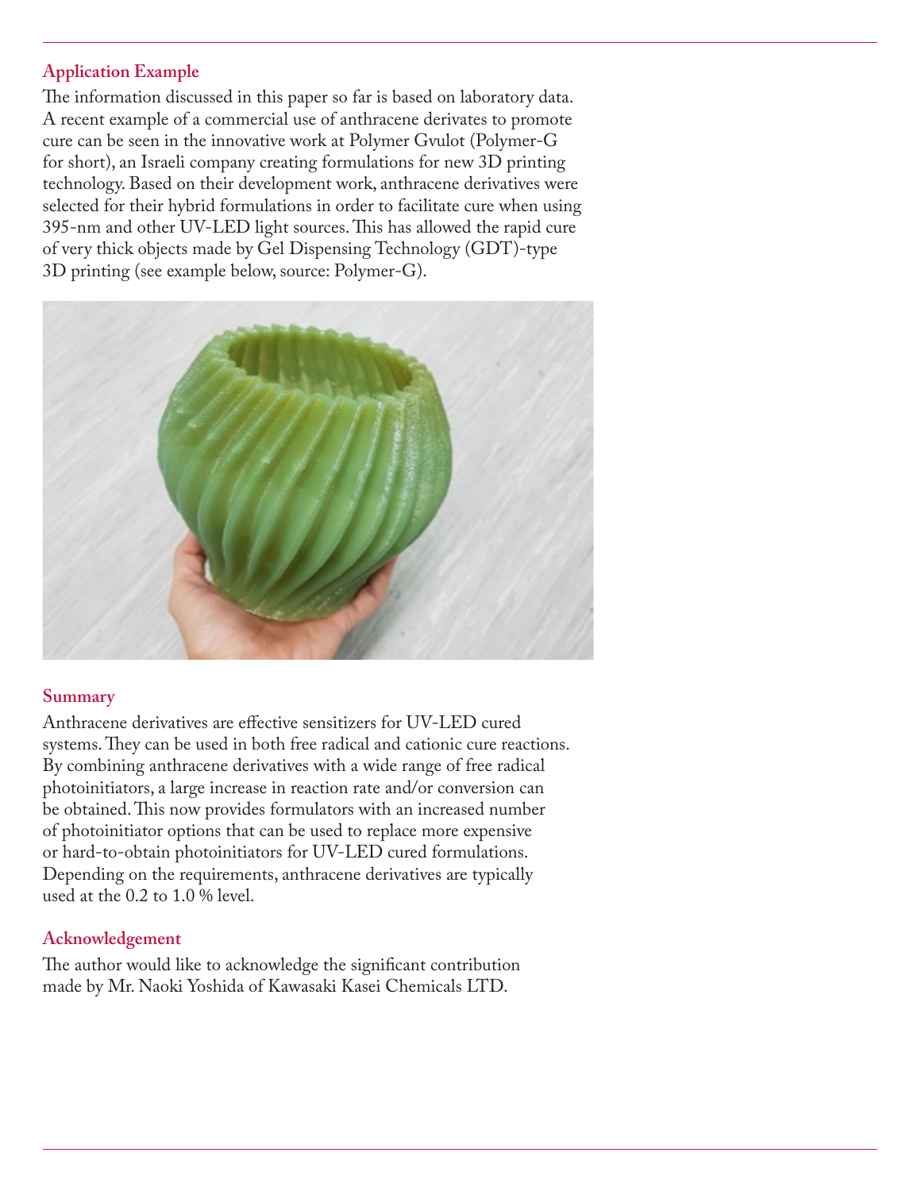## Application Example

The information discussed in this paper so far is based on laboratory data. A recent example of a commercial use of anthracene derivates to promote cure can be seen in the innovative work at Polymer Gvulot (Polymer-G for short), an Israeli company creating formulations for new 3D printing technology. Based on their development work, anthracene derivatives were selected for their hybrid formulations in order to facilitate cure when using 395-nm and other UV-LED light sources. This has allowed the rapid cure of very thick objects made by Gel Dispensing Technology (GDT)-type 3D printing (see example below, source: Polymer-G).

## Summary

Anthracene derivatives are effective sensitizers for UV-LED cured systems. They can be used in both free radical and cationic cure reactions. By combining anthracene derivatives with a wide range of free radical photoinitiators, a large increase in reaction rate and/or conversion can be obtained. This now provides formulators with an increased number of photoinitiator options that can be used to replace more expensive or hard-to-obtain photoinitiators for UV-LED cured formulations. Depending on the requirements, anthracene derivatives are typically used at the 0.2 to 1.0 % level.

## Acknowledgement

The author would like to acknowledge the significant contribution made by Mr. Naoki Yoshida of Kawasaki Kasei Chemicals LTD.